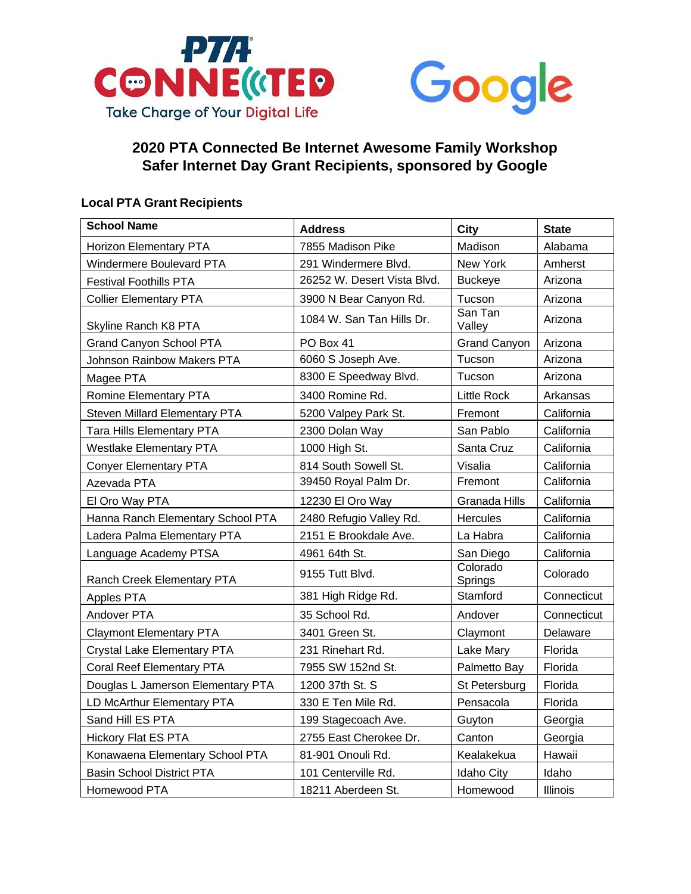PTA CONNECTED
Take Charge of Your Digital Life

Google

## 2020 PTA Connected Be Internet Awesome Family Workshop Safer Internet Day Grant Recipients, sponsored by Google

### Local PTA Grant Recipients

| School Name | Address | City | State |
|---|---|---|---|
| Horizon Elementary PTA | 7855 Madison Pike | Madison | Alabama |
| Windermere Boulevard PTA | 291 Windermere Blvd. | New York | Amherst |
| Festival Foothills PTA | 26252 W. Desert Vista Blvd. | Buckeye | Arizona |
| Collier Elementary PTA | 3900 N Bear Canyon Rd. | Tucson | Arizona |
| Skyline Ranch K8 PTA | 1084 W. San Tan Hills Dr. | San Tan Valley | Arizona |
| Grand Canyon School PTA | PO Box 41 | Grand Canyon | Arizona |
| Johnson Rainbow Makers PTA | 6060 S Joseph Ave. | Tucson | Arizona |
| Magee PTA | 8300 E Speedway Blvd. | Tucson | Arizona |
| Romine Elementary PTA | 3400 Romine Rd. | Little Rock | Arkansas |
| Steven Millard Elementary PTA | 5200 Valpey Park St. | Fremont | California |
| Tara Hills Elementary PTA | 2300 Dolan Way | San Pablo | California |
| Westlake Elementary PTA | 1000 High St. | Santa Cruz | California |
| Conyer Elementary PTA | 814 South Sowell St. | Visalia | California |
| Azevada PTA | 39450 Royal Palm Dr. | Fremont | California |
| El Oro Way PTA | 12230 El Oro Way | Granada Hills | California |
| Hanna Ranch Elementary School PTA | 2480 Refugio Valley Rd. | Hercules | California |
| Ladera Palma Elementary PTA | 2151 E Brookdale Ave. | La Habra | California |
| Language Academy PTSA | 4961 64th St. | San Diego | California |
| Ranch Creek Elementary PTA | 9155 Tutt Blvd. | Colorado Springs | Colorado |
| Apples PTA | 381 High Ridge Rd. | Stamford | Connecticut |
| Andover PTA | 35 School Rd. | Andover | Connecticut |
| Claymont Elementary PTA | 3401 Green St. | Claymont | Delaware |
| Crystal Lake Elementary PTA | 231 Rinehart Rd. | Lake Mary | Florida |
| Coral Reef Elementary PTA | 7955 SW 152nd St. | Palmetto Bay | Florida |
| Douglas L Jamerson Elementary PTA | 1200 37th St. S | St Petersburg | Florida |
| LD McArthur Elementary PTA | 330 E Ten Mile Rd. | Pensacola | Florida |
| Sand Hill ES PTA | 199 Stagecoach Ave. | Guyton | Georgia |
| Hickory Flat ES PTA | 2755 East Cherokee Dr. | Canton | Georgia |
| Konawaena Elementary School PTA | 81-901 Onouli Rd. | Kealakekua | Hawaii |
| Basin School District PTA | 101 Centerville Rd. | Idaho City | Idaho |
| Homewood PTA | 18211 Aberdeen St. | Homewood | Illinois |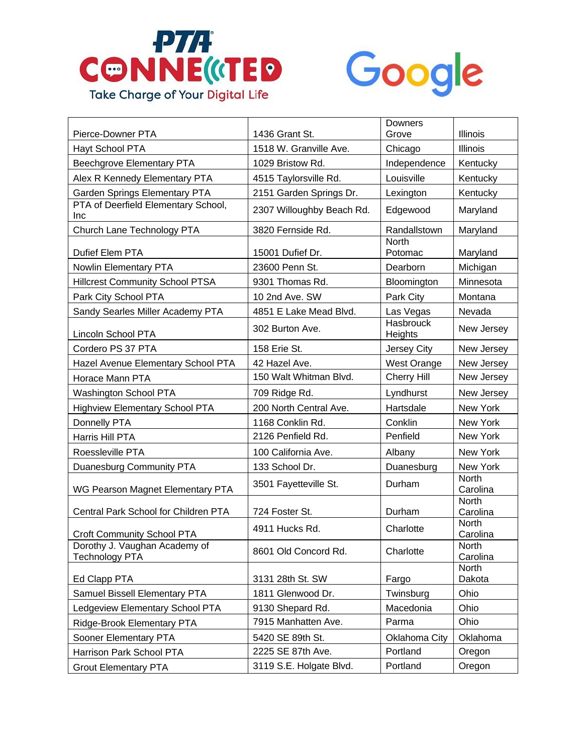| | | | |
|---|---|---|---|
| Pierce-Downer PTA | 1436 Grant St. | Downers Grove | Illinois |
| Hayt School PTA | 1518 W. Granville Ave. | Chicago | Illinois |
| Beechgrove Elementary PTA | 1029 Bristow Rd. | Independence | Kentucky |
| Alex R Kennedy Elementary PTA | 4515 Taylorsville Rd. | Louisville | Kentucky |
| Garden Springs Elementary PTA | 2151 Garden Springs Dr. | Lexington | Kentucky |
| PTA of Deerfield Elementary School, Inc | 2307 Willoughby Beach Rd. | Edgewood | Maryland |
| Church Lane Technology PTA | 3820 Fernside Rd. | Randallstown | Maryland |
| Dufief Elem PTA | 15001 Dufief Dr. | North Potomac | Maryland |
| Nowlin Elementary PTA | 23600 Penn St. | Dearborn | Michigan |
| Hillcrest Community School PTSA | 9301 Thomas Rd. | Bloomington | Minnesota |
| Park City School PTA | 10 2nd Ave. SW | Park City | Montana |
| Sandy Searles Miller Academy PTA | 4851 E Lake Mead Blvd. | Las Vegas | Nevada |
| Lincoln School PTA | 302 Burton Ave. | Hasbrouck Heights | New Jersey |
| Cordero PS 37 PTA | 158 Erie St. | Jersey City | New Jersey |
| Hazel Avenue Elementary School PTA | 42 Hazel Ave. | West Orange | New Jersey |
| Horace Mann PTA | 150 Walt Whitman Blvd. | Cherry Hill | New Jersey |
| Washington School PTA | 709 Ridge Rd. | Lyndhurst | New Jersey |
| Highview Elementary School PTA | 200 North Central Ave. | Hartsdale | New York |
| Donnelly PTA | 1168 Conklin Rd. | Conklin | New York |
| Harris Hill PTA | 2126 Penfield Rd. | Penfield | New York |
| Roessleville PTA | 100 California Ave. | Albany | New York |
| Duanesburg Community PTA | 133 School Dr. | Duanesburg | New York |
| WG Pearson Magnet Elementary PTA | 3501 Fayetteville St. | Durham | North Carolina |
| Central Park School for Children PTA | 724 Foster St. | Durham | North Carolina |
| Croft Community School PTA | 4911 Hucks Rd. | Charlotte | North Carolina |
| Dorothy J. Vaughan Academy of Technology PTA | 8601 Old Concord Rd. | Charlotte | North Carolina |
| Ed Clapp PTA | 3131 28th St. SW | Fargo | North Dakota |
| Samuel Bissell Elementary PTA | 1811 Glenwood Dr. | Twinsburg | Ohio |
| Ledgeview Elementary School PTA | 9130 Shepard Rd. | Macedonia | Ohio |
| Ridge-Brook Elementary PTA | 7915 Manhatten Ave. | Parma | Ohio |
| Sooner Elementary PTA | 5420 SE 89th St. | Oklahoma City | Oklahoma |
| Harrison Park School PTA | 2225 SE 87th Ave. | Portland | Oregon |
| Grout Elementary PTA | 3119 S.E. Holgate Blvd. | Portland | Oregon |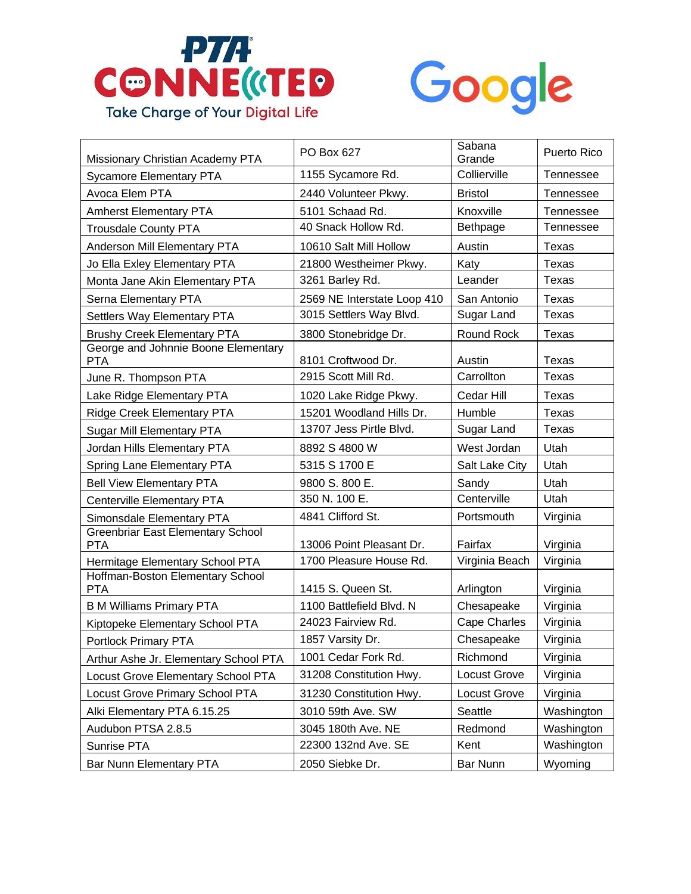PTA CONNECTED

Take Charge of Your Digital Life

Google

| | | | |
|---|---|---|---|
| Missionary Christian Academy PTA | PO Box 627 | Sabana Grande | Puerto Rico |
| Sycamore Elementary PTA | 1155 Sycamore Rd. | Collierville | Tennessee |
| Avoca Elem PTA | 2440 Volunteer Pkwy. | Bristol | Tennessee |
| Amherst Elementary PTA | 5101 Schaad Rd. | Knoxville | Tennessee |
| Trousdale County PTA | 40 Snack Hollow Rd. | Bethpage | Tennessee |
| Anderson Mill Elementary PTA | 10610 Salt Mill Hollow | Austin | Texas |
| Jo Ella Exley Elementary PTA | 21800 Westheimer Pkwy. | Katy | Texas |
| Monta Jane Akin Elementary PTA | 3261 Barley Rd. | Leander | Texas |
| Serna Elementary PTA | 2569 NE Interstate Loop 410 | San Antonio | Texas |
| Settlers Way Elementary PTA | 3015 Settlers Way Blvd. | Sugar Land | Texas |
| Brushy Creek Elementary PTA | 3800 Stonebridge Dr. | Round Rock | Texas |
| George and Johnnie Boone Elementary PTA | 8101 Croftwood Dr. | Austin | Texas |
| June R. Thompson PTA | 2915 Scott Mill Rd. | Carrollton | Texas |
| Lake Ridge Elementary PTA | 1020 Lake Ridge Pkwy. | Cedar Hill | Texas |
| Ridge Creek Elementary PTA | 15201 Woodland Hills Dr. | Humble | Texas |
| Sugar Mill Elementary PTA | 13707 Jess Pirtle Blvd. | Sugar Land | Texas |
| Jordan Hills Elementary PTA | 8892 S 4800 W | West Jordan | Utah |
| Spring Lane Elementary PTA | 5315 S 1700 E | Salt Lake City | Utah |
| Bell View Elementary PTA | 9800 S. 800 E. | Sandy | Utah |
| Centerville Elementary PTA | 350 N. 100 E. | Centerville | Utah |
| Simonsdale Elementary PTA | 4841 Clifford St. | Portsmouth | Virginia |
| Greenbriar East Elementary School PTA | 13006 Point Pleasant Dr. | Fairfax | Virginia |
| Hermitage Elementary School PTA | 1700 Pleasure House Rd. | Virginia Beach | Virginia |
| Hoffman-Boston Elementary School PTA | 1415 S. Queen St. | Arlington | Virginia |
| B M Williams Primary PTA | 1100 Battlefield Blvd. N | Chesapeake | Virginia |
| Kiptopeke Elementary School PTA | 24023 Fairview Rd. | Cape Charles | Virginia |
| Portlock Primary PTA | 1857 Varsity Dr. | Chesapeake | Virginia |
| Arthur Ashe Jr. Elementary School PTA | 1001 Cedar Fork Rd. | Richmond | Virginia |
| Locust Grove Elementary School PTA | 31208 Constitution Hwy. | Locust Grove | Virginia |
| Locust Grove Primary School PTA | 31230 Constitution Hwy. | Locust Grove | Virginia |
| Alki Elementary PTA 6.15.25 | 3010 59th Ave. SW | Seattle | Washington |
| Audubon PTSA 2.8.5 | 3045 180th Ave. NE | Redmond | Washington |
| Sunrise PTA | 22300 132nd Ave. SE | Kent | Washington |
| Bar Nunn Elementary PTA | 2050 Siebke Dr. | Bar Nunn | Wyoming |